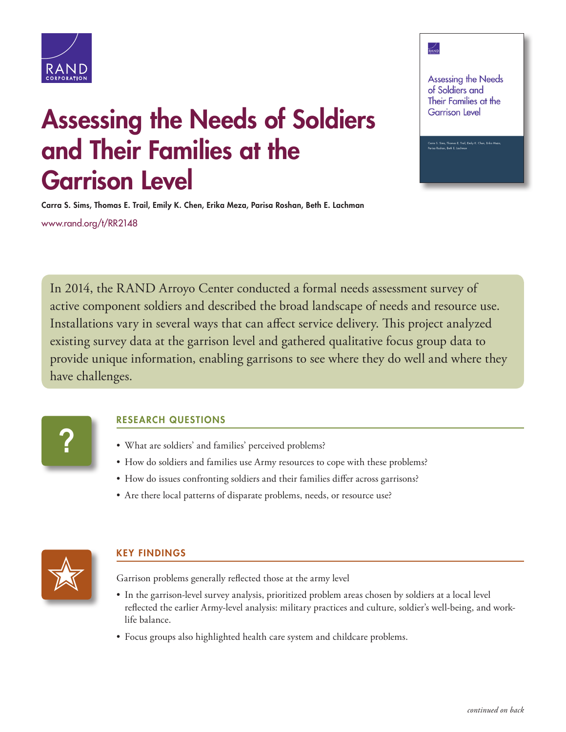# Assessing the Needs of Soldiers and Their Families at the Garrison Level

**Carra S. Sims, Thomas E. Trail, Emily K. Chen, Erika Meza, Parisa Roshan, Beth E. Lachman**

www.rand.org/t/RR2148

In 2014, the RAND Arroyo Center conducted a formal needs assessment survey of active component soldiers and described the broad landscape of needs and resource use. Installations vary in several ways that can affect service delivery. This project analyzed existing survey data at the garrison level and gathered qualitative focus group data to provide unique information, enabling garrisons to see where they do well and where they have challenges.

## RESEARCH QUESTIONS

- What are soldiers' and families' perceived problems?
- How do soldiers and families use Army resources to cope with these problems?
- How do issues confronting soldiers and their families differ across garrisons?
- Are there local patterns of disparate problems, needs, or resource use?

## KEY FINDINGS

Garrison problems generally reflected those at the army level

- In the garrison-level survey analysis, prioritized problem areas chosen by soldiers at a local level reflected the earlier Army-level analysis: military practices and culture, soldier's well-being, and work-life balance.
- Focus groups also highlighted health care system and childcare problems.

*continued on back*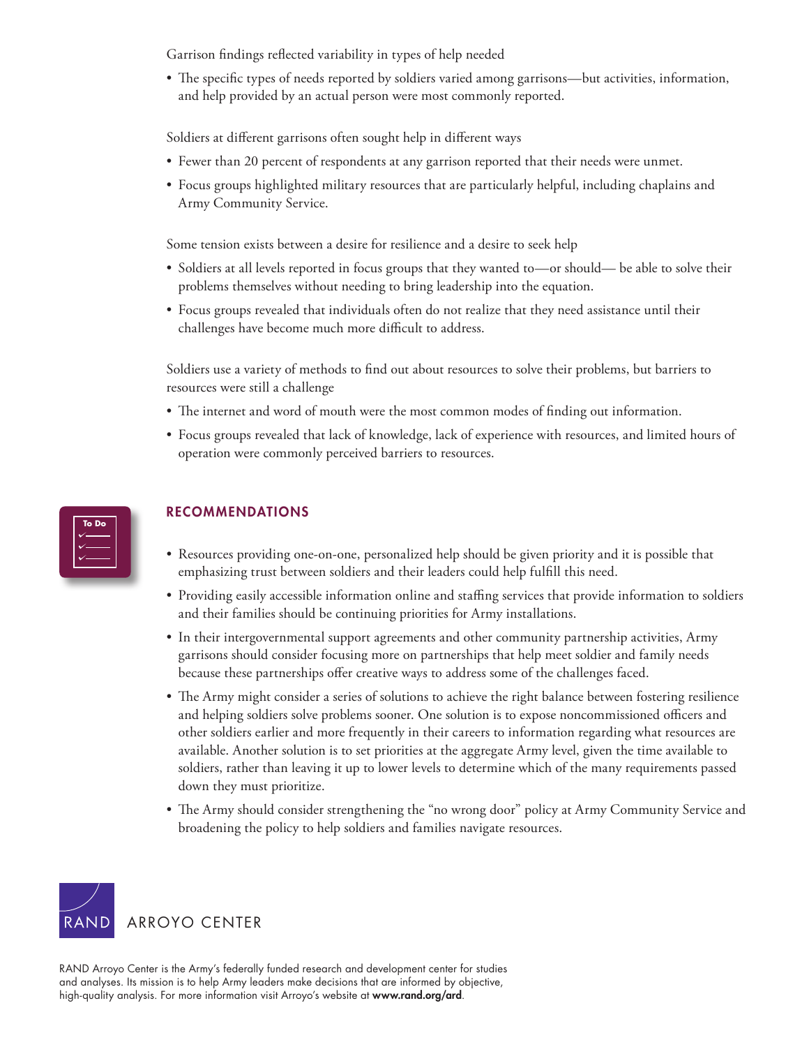Garrison findings reflected variability in types of help needed

- The specific types of needs reported by soldiers varied among garrisons—but activities, information, and help provided by an actual person were most commonly reported.

Soldiers at different garrisons often sought help in different ways

- Fewer than 20 percent of respondents at any garrison reported that their needs were unmet.
- Focus groups highlighted military resources that are particularly helpful, including chaplains and Army Community Service.

Some tension exists between a desire for resilience and a desire to seek help

- Soldiers at all levels reported in focus groups that they wanted to—or should— be able to solve their problems themselves without needing to bring leadership into the equation.
- Focus groups revealed that individuals often do not realize that they need assistance until their challenges have become much more difficult to address.

Soldiers use a variety of methods to find out about resources to solve their problems, but barriers to resources were still a challenge

- The internet and word of mouth were the most common modes of finding out information.
- Focus groups revealed that lack of knowledge, lack of experience with resources, and limited hours of operation were commonly perceived barriers to resources.

## RECOMMENDATIONS

- Resources providing one-on-one, personalized help should be given priority and it is possible that emphasizing trust between soldiers and their leaders could help fulfill this need.
- Providing easily accessible information online and staffing services that provide information to soldiers and their families should be continuing priorities for Army installations.
- In their intergovernmental support agreements and other community partnership activities, Army garrisons should consider focusing more on partnerships that help meet soldier and family needs because these partnerships offer creative ways to address some of the challenges faced.
- The Army might consider a series of solutions to achieve the right balance between fostering resilience and helping soldiers solve problems sooner. One solution is to expose noncommissioned officers and other soldiers earlier and more frequently in their careers to information regarding what resources are available. Another solution is to set priorities at the aggregate Army level, given the time available to soldiers, rather than leaving it up to lower levels to determine which of the many requirements passed down they must prioritize.
- The Army should consider strengthening the "no wrong door" policy at Army Community Service and broadening the policy to help soldiers and families navigate resources.

RAND ARROYO CENTER

RAND Arroyo Center is the Army's federally funded research and development center for studies and analyses. Its mission is to help Army leaders make decisions that are informed by objective, high-quality analysis. For more information visit Arroyo's website at **www.rand.org/ard**.